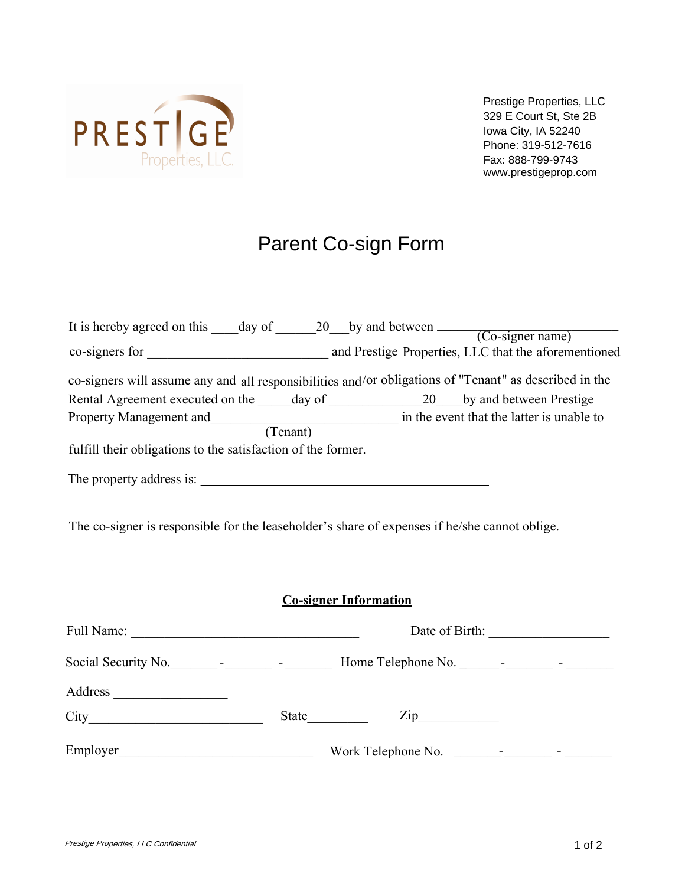PRESTIGE Properties, LLC.

Prestige Properties, LLC
329 E Court St, Ste 2B
Iowa City, IA 52240
Phone: 319-512-7616
Fax: 888-799-9743
www.prestigeprop.com

# Parent Co-sign Form

It is hereby agreed on this ____day of ______20___by and between ______________________________ (Co-signer name) co-signers for ____________________________ and Prestige Properties, LLC that the aforementioned co-signers will assume any and all responsibilities and/or obligations of "Tenant" as described in the Rental Agreement executed on the _____day of ______________20____by and between Prestige Property Management and____________________________ (Tenant) in the event that the latter is unable to fulfill their obligations to the satisfaction of the former.

The property address is: ____________________________________________

The co-signer is responsible for the leaseholder's share of expenses if he/she cannot oblige.

## Co-signer Information

Full Name: ___________________________________ Date of Birth: __________________

Social Security No._______ - _______ - _______ Home Telephone No. ______-_______ - _______

Address ________________

City________________________ State_________ Zip____________

Employer____________________________ Work Telephone No. _______-_______ - _______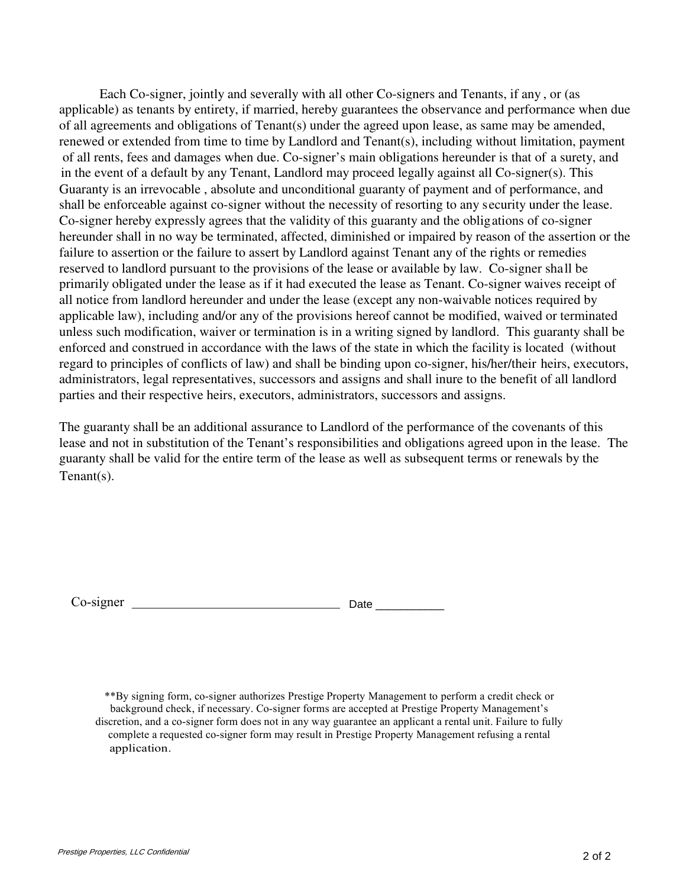Each Co-signer, jointly and severally with all other Co-signers and Tenants, if any , or (as applicable) as tenants by entirety, if married, hereby guarantees the observance and performance when due of all agreements and obligations of Tenant(s) under the agreed upon lease, as same may be amended, renewed or extended from time to time by Landlord and Tenant(s), including without limitation, payment of all rents, fees and damages when due. Co-signer's main obligations hereunder is that of a surety, and in the event of a default by any Tenant, Landlord may proceed legally against all Co-signer(s). This Guaranty is an irrevocable , absolute and unconditional guaranty of payment and of performance, and shall be enforceable against co-signer without the necessity of resorting to any security under the lease. Co-signer hereby expressly agrees that the validity of this guaranty and the obligations of co-signer hereunder shall in no way be terminated, affected, diminished or impaired by reason of the assertion or the failure to assertion or the failure to assert by Landlord against Tenant any of the rights or remedies reserved to landlord pursuant to the provisions of the lease or available by law. Co-signer shall be primarily obligated under the lease as if it had executed the lease as Tenant. Co-signer waives receipt of all notice from landlord hereunder and under the lease (except any non-waivable notices required by applicable law), including and/or any of the provisions hereof cannot be modified, waived or terminated unless such modification, waiver or termination is in a writing signed by landlord. This guaranty shall be enforced and construed in accordance with the laws of the state in which the facility is located (without regard to principles of conflicts of law) and shall be binding upon co-signer, his/her/their heirs, executors, administrators, legal representatives, successors and assigns and shall inure to the benefit of all landlord parties and their respective heirs, executors, administrators, successors and assigns.

The guaranty shall be an additional assurance to Landlord of the performance of the covenants of this lease and not in substitution of the Tenant's responsibilities and obligations agreed upon in the lease. The guaranty shall be valid for the entire term of the lease as well as subsequent terms or renewals by the Tenant(s).

Co-signer ________________________________ Date __________

**By signing form, co-signer authorizes Prestige Property Management to perform a credit check or background check, if necessary. Co-signer forms are accepted at Prestige Property Management's discretion, and a co-signer form does not in any way guarantee an applicant a rental unit. Failure to fully complete a requested co-signer form may result in Prestige Property Management refusing a rental application.